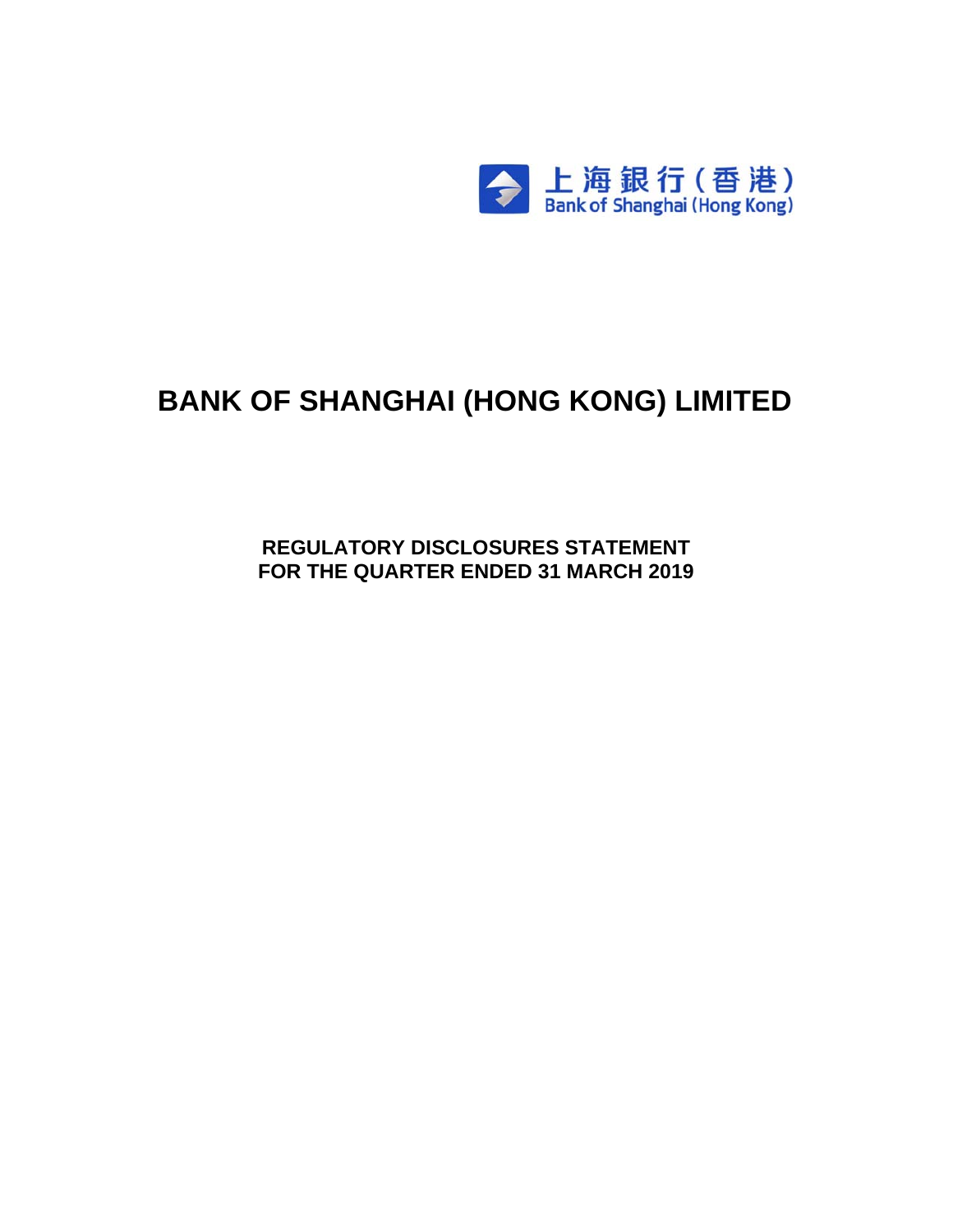上海銀行(香港)
Bank of Shanghai (Hong Kong)

# BANK OF SHANGHAI (HONG KONG) LIMITED

## REGULATORY DISCLOSURES STATEMENT
## FOR THE QUARTER ENDED 31 MARCH 2019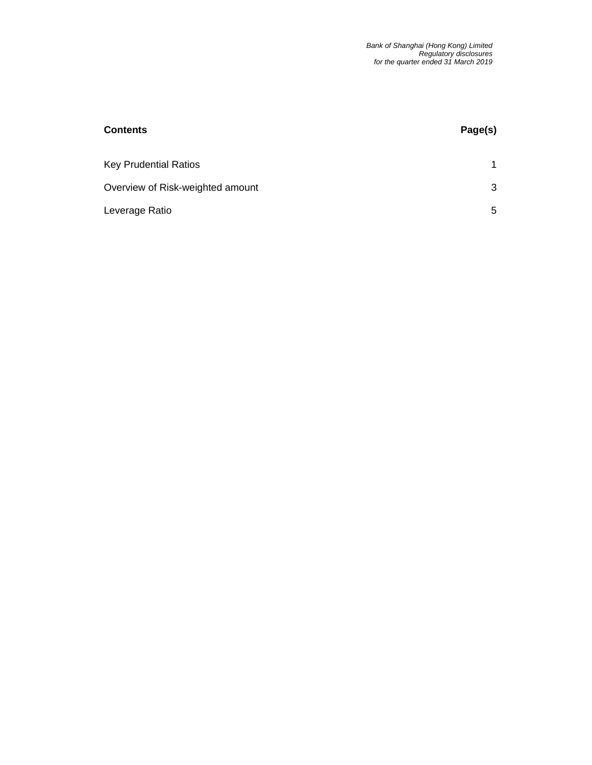| Contents | Page(s) |
| --- | --- |
| Key Prudential Ratios | 1 |
| Overview of Risk-weighted amount | 3 |
| Leverage Ratio | 5 |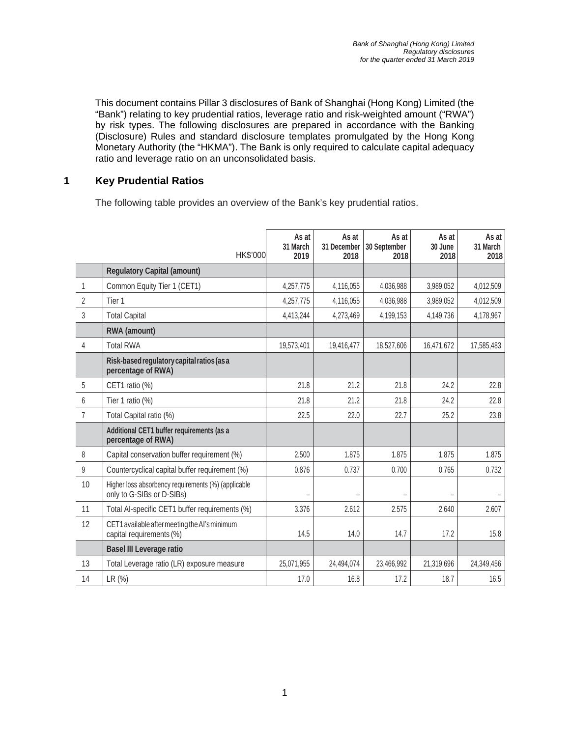This document contains Pillar 3 disclosures of Bank of Shanghai (Hong Kong) Limited (the "Bank") relating to key prudential ratios, leverage ratio and risk-weighted amount ("RWA") by risk types. The following disclosures are prepared in accordance with the Banking (Disclosure) Rules and standard disclosure templates promulgated by the Hong Kong Monetary Authority (the "HKMA"). The Bank is only required to calculate capital adequacy ratio and leverage ratio on an unconsolidated basis.

## 1 Key Prudential Ratios

The following table provides an overview of the Bank's key prudential ratios.

| | HK$'000 | As at 31 March 2019 | As at 31 December 2018 | As at 30 September 2018 | As at 30 June 2018 | As at 31 March 2018 |
|---|---|---|---|---|---|---|
| | **Regulatory Capital (amount)** | | | | | |
| 1 | Common Equity Tier 1 (CET1) | 4,257,775 | 4,116,055 | 4,036,988 | 3,989,052 | 4,012,509 |
| 2 | Tier 1 | 4,257,775 | 4,116,055 | 4,036,988 | 3,989,052 | 4,012,509 |
| 3 | Total Capital | 4,413,244 | 4,273,469 | 4,199,153 | 4,149,736 | 4,178,967 |
| | **RWA (amount)** | | | | | |
| 4 | Total RWA | 19,573,401 | 19,416,477 | 18,527,606 | 16,471,672 | 17,585,483 |
| | **Risk-based regulatory capital ratios (as a percentage of RWA)** | | | | | |
| 5 | CET1 ratio (%) | 21.8 | 21.2 | 21.8 | 24.2 | 22.8 |
| 6 | Tier 1 ratio (%) | 21.8 | 21.2 | 21.8 | 24.2 | 22.8 |
| 7 | Total Capital ratio (%) | 22.5 | 22.0 | 22.7 | 25.2 | 23.8 |
| | **Additional CET1 buffer requirements (as a percentage of RWA)** | | | | | |
| 8 | Capital conservation buffer requirement (%) | 2.500 | 1.875 | 1.875 | 1.875 | 1.875 |
| 9 | Countercyclical capital buffer requirement (%) | 0.876 | 0.737 | 0.700 | 0.765 | 0.732 |
| 10 | Higher loss absorbency requirements (%) (applicable only to G-SIBs or D-SIBs) | – | – | – | – | – |
| 11 | Total AI-specific CET1 buffer requirements (%) | 3.376 | 2.612 | 2.575 | 2.640 | 2.607 |
| 12 | CET1 available after meeting the AI's minimum capital requirements (%) | 14.5 | 14.0 | 14.7 | 17.2 | 15.8 |
| | **Basel III Leverage ratio** | | | | | |
| 13 | Total Leverage ratio (LR) exposure measure | 25,071,955 | 24,494,074 | 23,466,992 | 21,319,696 | 24,349,456 |
| 14 | LR (%) | 17.0 | 16.8 | 17.2 | 18.7 | 16.5 |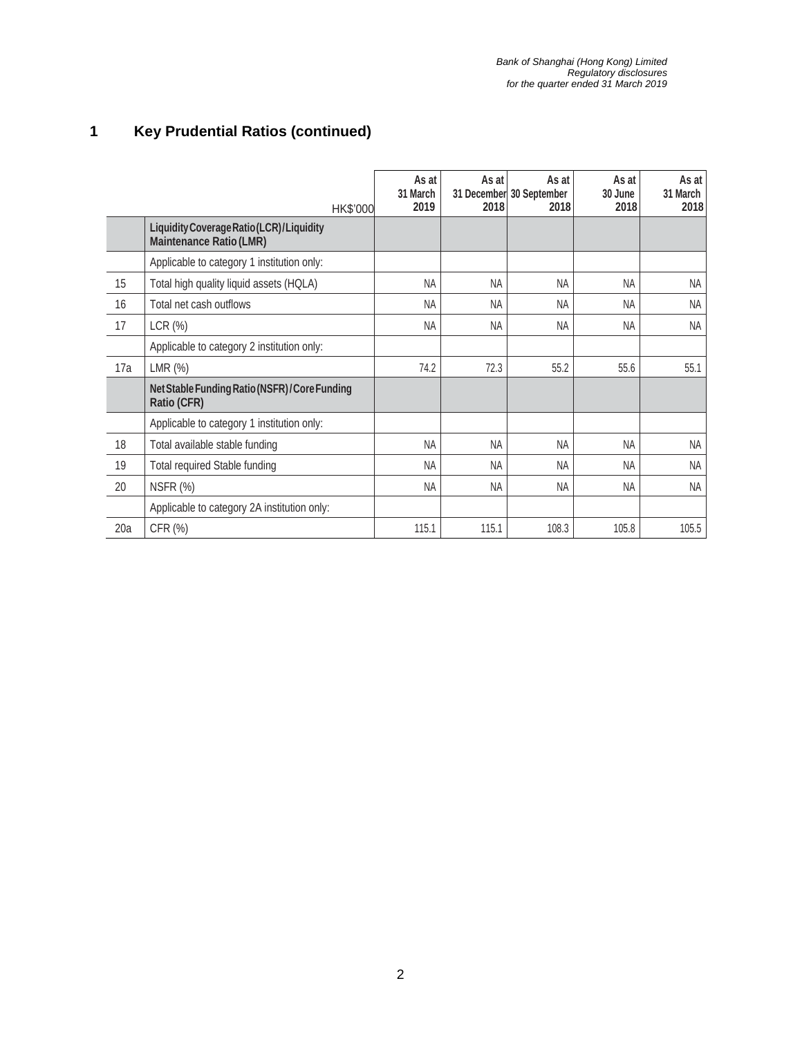## 1 Key Prudential Ratios (continued)

| | HK$'000 | As at 31 March 2019 | As at 31 December 2018 | As at 30 September 2018 | As at 30 June 2018 | As at 31 March 2018 |
|---|---|---|---|---|---|---|
| | **Liquidity Coverage Ratio (LCR) / Liquidity Maintenance Ratio (LMR)** | | | | | |
| | Applicable to category 1 institution only: | | | | | |
| 15 | Total high quality liquid assets (HQLA) | NA | NA | NA | NA | NA |
| 16 | Total net cash outflows | NA | NA | NA | NA | NA |
| 17 | LCR (%) | NA | NA | NA | NA | NA |
| | Applicable to category 2 institution only: | | | | | |
| 17a | LMR (%) | 74.2 | 72.3 | 55.2 | 55.6 | 55.1 |
| | **Net Stable Funding Ratio (NSFR) / Core Funding Ratio (CFR)** | | | | | |
| | Applicable to category 1 institution only: | | | | | |
| 18 | Total available stable funding | NA | NA | NA | NA | NA |
| 19 | Total required Stable funding | NA | NA | NA | NA | NA |
| 20 | NSFR (%) | NA | NA | NA | NA | NA |
| | Applicable to category 2A institution only: | | | | | |
| 20a | CFR (%) | 115.1 | 115.1 | 108.3 | 105.8 | 105.5 |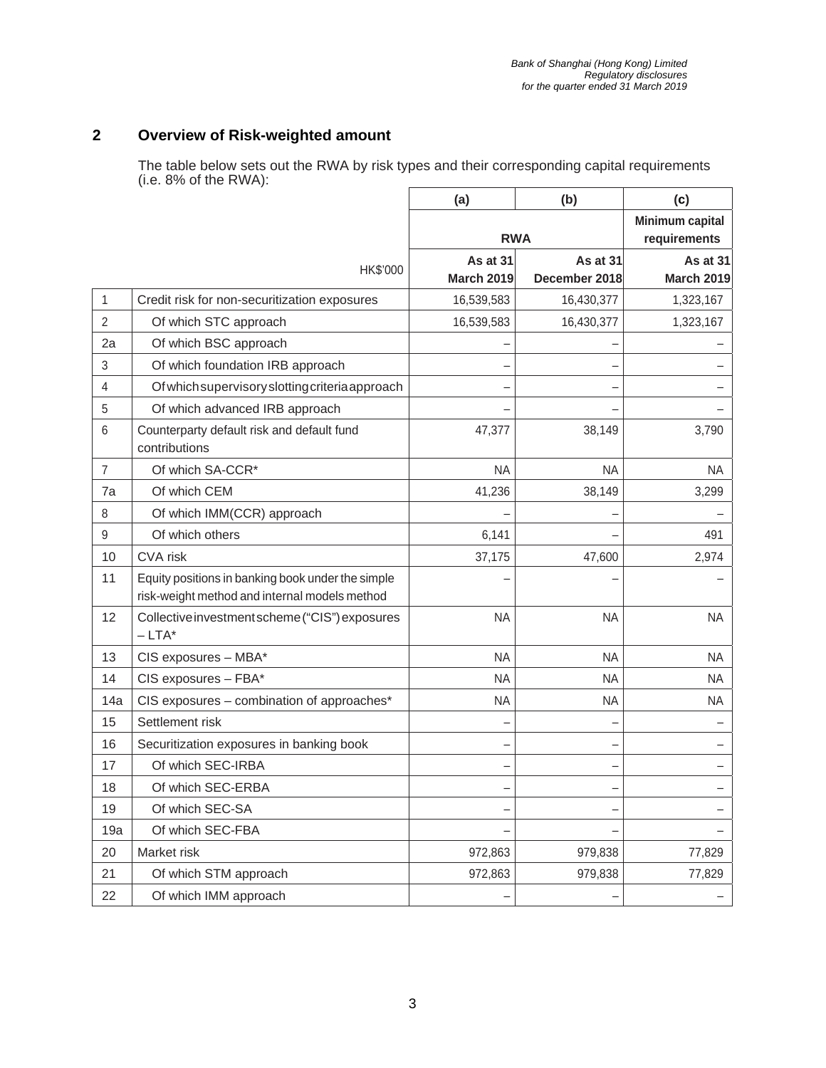## 2 Overview of Risk-weighted amount

The table below sets out the RWA by risk types and their corresponding capital requirements (i.e. 8% of the RWA):

| | | (a) | (b) | (c) |
|---|---|---|---|---|
| | | RWA | | Minimum capital requirements |
| | HK$'000 | As at 31 March 2019 | As at 31 December 2018 | As at 31 March 2019 |
| 1 | Credit risk for non-securitization exposures | 16,539,583 | 16,430,377 | 1,323,167 |
| 2 | Of which STC approach | 16,539,583 | 16,430,377 | 1,323,167 |
| 2a | Of which BSC approach | – | – | – |
| 3 | Of which foundation IRB approach | – | – | – |
| 4 | Of which supervisory slotting criteria approach | – | – | – |
| 5 | Of which advanced IRB approach | – | – | – |
| 6 | Counterparty default risk and default fund contributions | 47,377 | 38,149 | 3,790 |
| 7 | Of which SA-CCR* | NA | NA | NA |
| 7a | Of which CEM | 41,236 | 38,149 | 3,299 |
| 8 | Of which IMM(CCR) approach | – | – | – |
| 9 | Of which others | 6,141 | – | 491 |
| 10 | CVA risk | 37,175 | 47,600 | 2,974 |
| 11 | Equity positions in banking book under the simple risk-weight method and internal models method | – | – | – |
| 12 | Collective investment scheme ("CIS") exposures – LTA* | NA | NA | NA |
| 13 | CIS exposures – MBA* | NA | NA | NA |
| 14 | CIS exposures – FBA* | NA | NA | NA |
| 14a | CIS exposures – combination of approaches* | NA | NA | NA |
| 15 | Settlement risk | – | – | – |
| 16 | Securitization exposures in banking book | – | – | – |
| 17 | Of which SEC-IRBA | – | – | – |
| 18 | Of which SEC-ERBA | – | – | – |
| 19 | Of which SEC-SA | – | – | – |
| 19a | Of which SEC-FBA | – | – | – |
| 20 | Market risk | 972,863 | 979,838 | 77,829 |
| 21 | Of which STM approach | 972,863 | 979,838 | 77,829 |
| 22 | Of which IMM approach | – | – | – |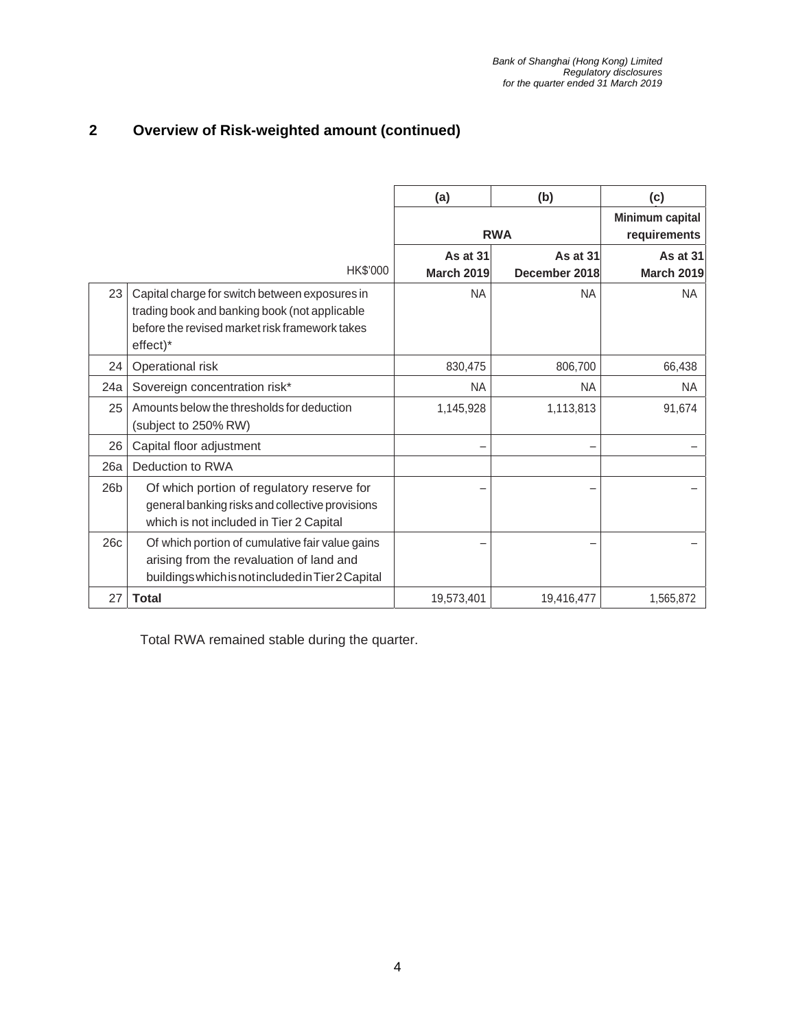## 2 Overview of Risk-weighted amount (continued)

| | | (a) | (b) | (c) |
|---|---|---|---|---|
| | | RWA | | Minimum capital requirements |
| | HK$'000 | As at 31 March 2019 | As at 31 December 2018 | As at 31 March 2019 |
| 23 | Capital charge for switch between exposures in trading book and banking book (not applicable before the revised market risk framework takes effect)* | NA | NA | NA |
| 24 | Operational risk | 830,475 | 806,700 | 66,438 |
| 24a | Sovereign concentration risk* | NA | NA | NA |
| 25 | Amounts below the thresholds for deduction (subject to 250% RW) | 1,145,928 | 1,113,813 | 91,674 |
| 26 | Capital floor adjustment | – | – | – |
| 26a | Deduction to RWA | | | |
| 26b | Of which portion of regulatory reserve for general banking risks and collective provisions which is not included in Tier 2 Capital | – | – | – |
| 26c | Of which portion of cumulative fair value gains arising from the revaluation of land and buildings which is not included in Tier 2 Capital | – | – | – |
| 27 | **Total** | 19,573,401 | 19,416,477 | 1,565,872 |

Total RWA remained stable during the quarter.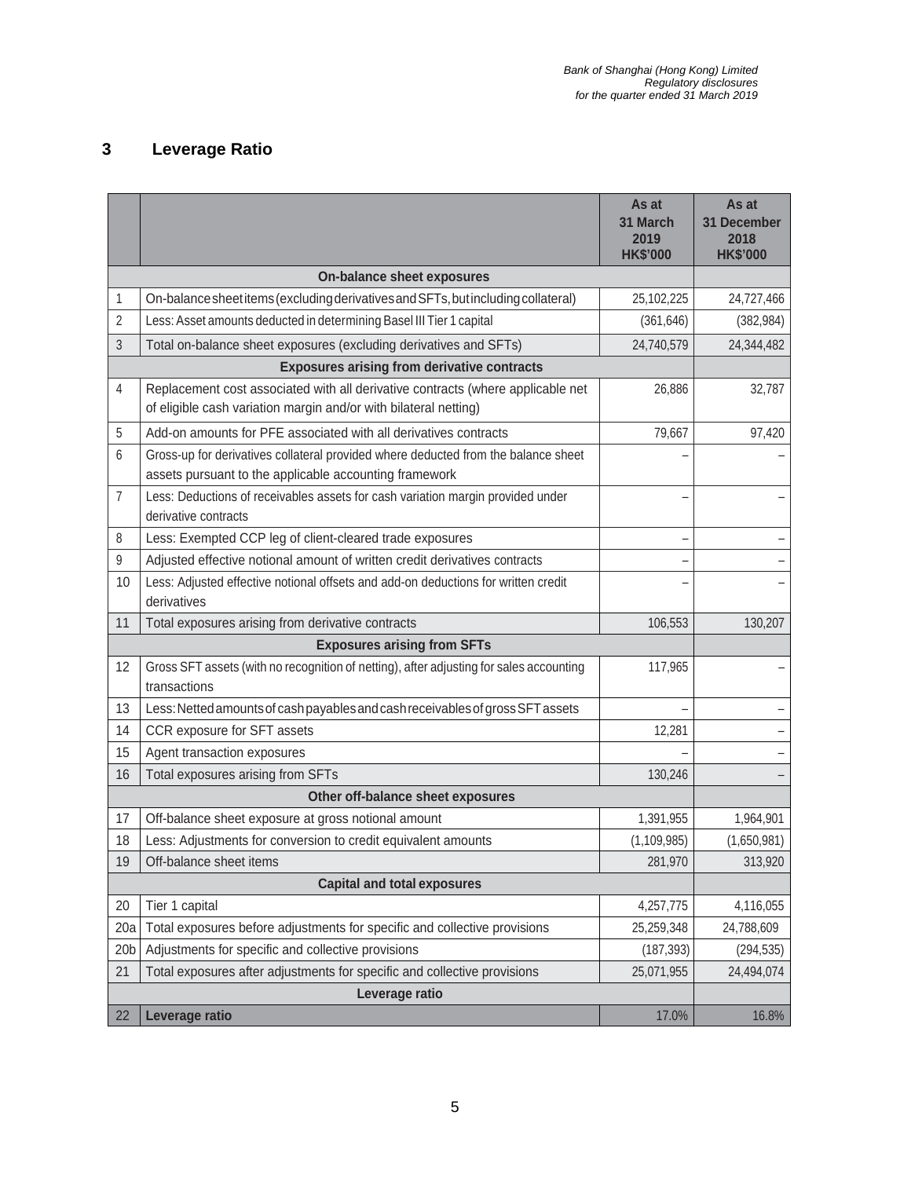## 3 Leverage Ratio

| | | As at 31 March 2019 HK$'000 | As at 31 December 2018 HK$'000 |
|---|---|---|---|
| | **On-balance sheet exposures** | | |
| 1 | On-balance sheet items (excluding derivatives and SFTs, but including collateral) | 25,102,225 | 24,727,466 |
| 2 | Less: Asset amounts deducted in determining Basel III Tier 1 capital | (361,646) | (382,984) |
| 3 | Total on-balance sheet exposures (excluding derivatives and SFTs) | 24,740,579 | 24,344,482 |
| | **Exposures arising from derivative contracts** | | |
| 4 | Replacement cost associated with all derivative contracts (where applicable net of eligible cash variation margin and/or with bilateral netting) | 26,886 | 32,787 |
| 5 | Add-on amounts for PFE associated with all derivatives contracts | 79,667 | 97,420 |
| 6 | Gross-up for derivatives collateral provided where deducted from the balance sheet assets pursuant to the applicable accounting framework | – | – |
| 7 | Less: Deductions of receivables assets for cash variation margin provided under derivative contracts | – | – |
| 8 | Less: Exempted CCP leg of client-cleared trade exposures | – | – |
| 9 | Adjusted effective notional amount of written credit derivatives contracts | – | – |
| 10 | Less: Adjusted effective notional offsets and add-on deductions for written credit derivatives | – | – |
| 11 | Total exposures arising from derivative contracts | 106,553 | 130,207 |
| | **Exposures arising from SFTs** | | |
| 12 | Gross SFT assets (with no recognition of netting), after adjusting for sales accounting transactions | 117,965 | – |
| 13 | Less: Netted amounts of cash payables and cash receivables of gross SFT assets | – | – |
| 14 | CCR exposure for SFT assets | 12,281 | – |
| 15 | Agent transaction exposures | – | – |
| 16 | Total exposures arising from SFTs | 130,246 | – |
| | **Other off-balance sheet exposures** | | |
| 17 | Off-balance sheet exposure at gross notional amount | 1,391,955 | 1,964,901 |
| 18 | Less: Adjustments for conversion to credit equivalent amounts | (1,109,985) | (1,650,981) |
| 19 | Off-balance sheet items | 281,970 | 313,920 |
| | **Capital and total exposures** | | |
| 20 | Tier 1 capital | 4,257,775 | 4,116,055 |
| 20a | Total exposures before adjustments for specific and collective provisions | 25,259,348 | 24,788,609 |
| 20b | Adjustments for specific and collective provisions | (187,393) | (294,535) |
| 21 | Total exposures after adjustments for specific and collective provisions | 25,071,955 | 24,494,074 |
| | **Leverage ratio** | | |
| 22 | **Leverage ratio** | 17.0% | 16.8% |